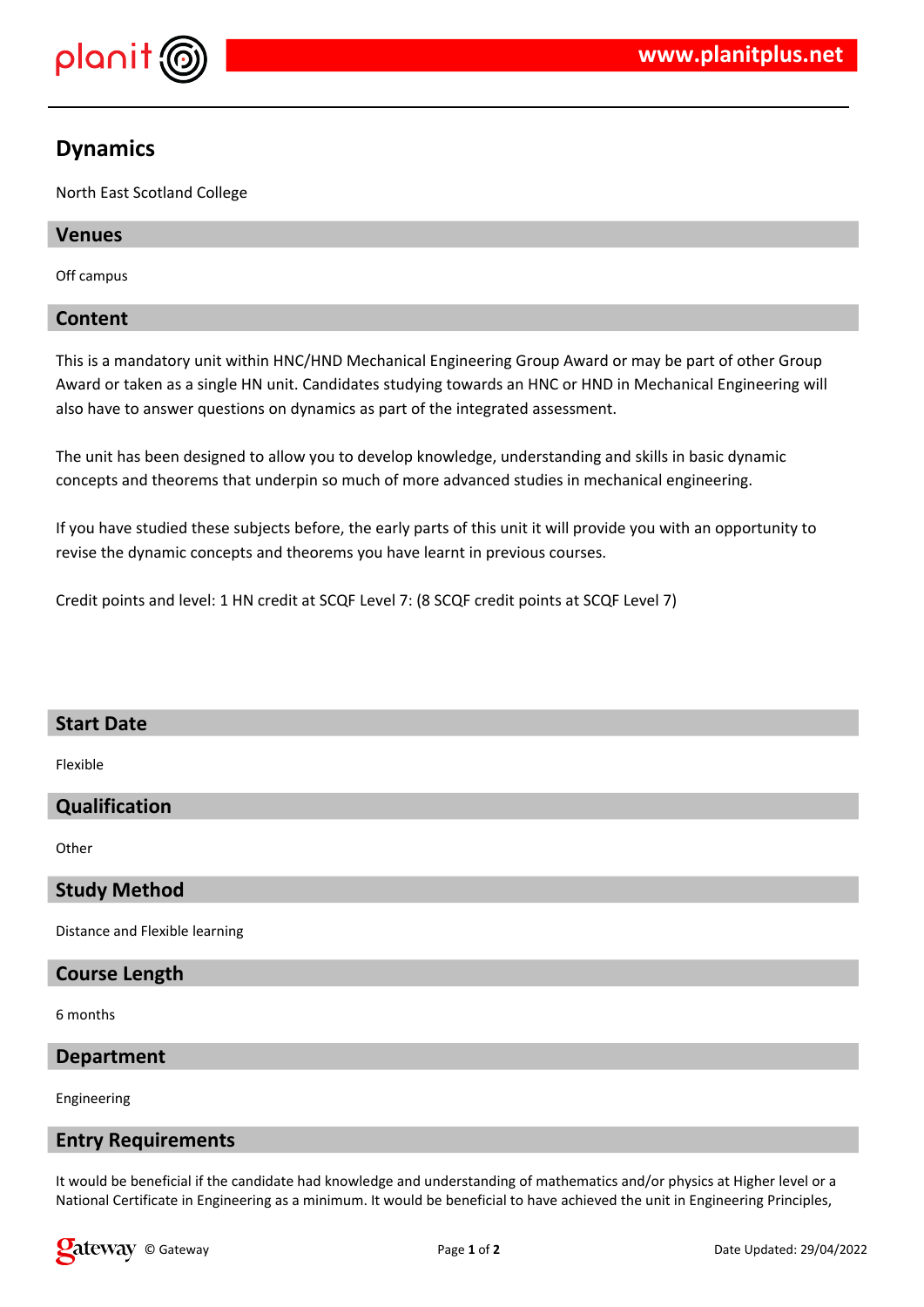# Dynamics

North East Scotland College

## Venues

Off campus

## Content

This is a mandatory unit within HNC/HND Mechanical Engineering Group Award or may be part of other Group Award or taken as a single HN unit. Candidates studying towards an HNC or HND in Mechanical Engineering will also have to answer questions on dynamics as part of the integrated assessment.

The unit has been designed to allow you to develop knowledge, understanding and skills in basic dynamic concepts and theorems that underpin so much of more advanced studies in mechanical engineering.

If you have studied these subjects before, the early parts of this unit it will provide you with an opportunity to revise the dynamic concepts and theorems you have learnt in previous courses.

Credit points and level: 1 HN credit at SCQF Level 7: (8 SCQF credit points at SCQF Level 7)

## Start Date

Flexible

## Qualification

Other

## Study Method

Distance and Flexible learning

## Course Length

6 months

## Department

Engineering

## Entry Requirements

It would be beneficial if the candidate had knowledge and understanding of mathematics and/or physics at Higher level or a National Certificate in Engineering as a minimum. It would be beneficial to have achieved the unit in Engineering Principles,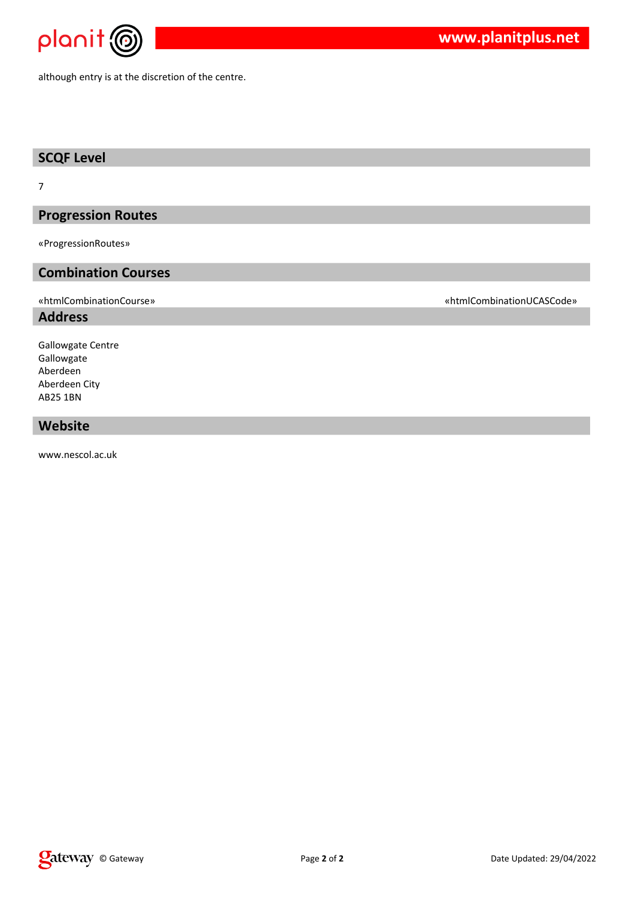although entry is at the discretion of the centre.

## SCQF Level

7

## Progression Routes

«ProgressionRoutes»

## Combination Courses

«htmlCombinationCourse» «htmlCombinationUCASCode»

## Address

Gallowgate Centre
Gallowgate
Aberdeen
Aberdeen City
AB25 1BN

## Website

www.nescol.ac.uk